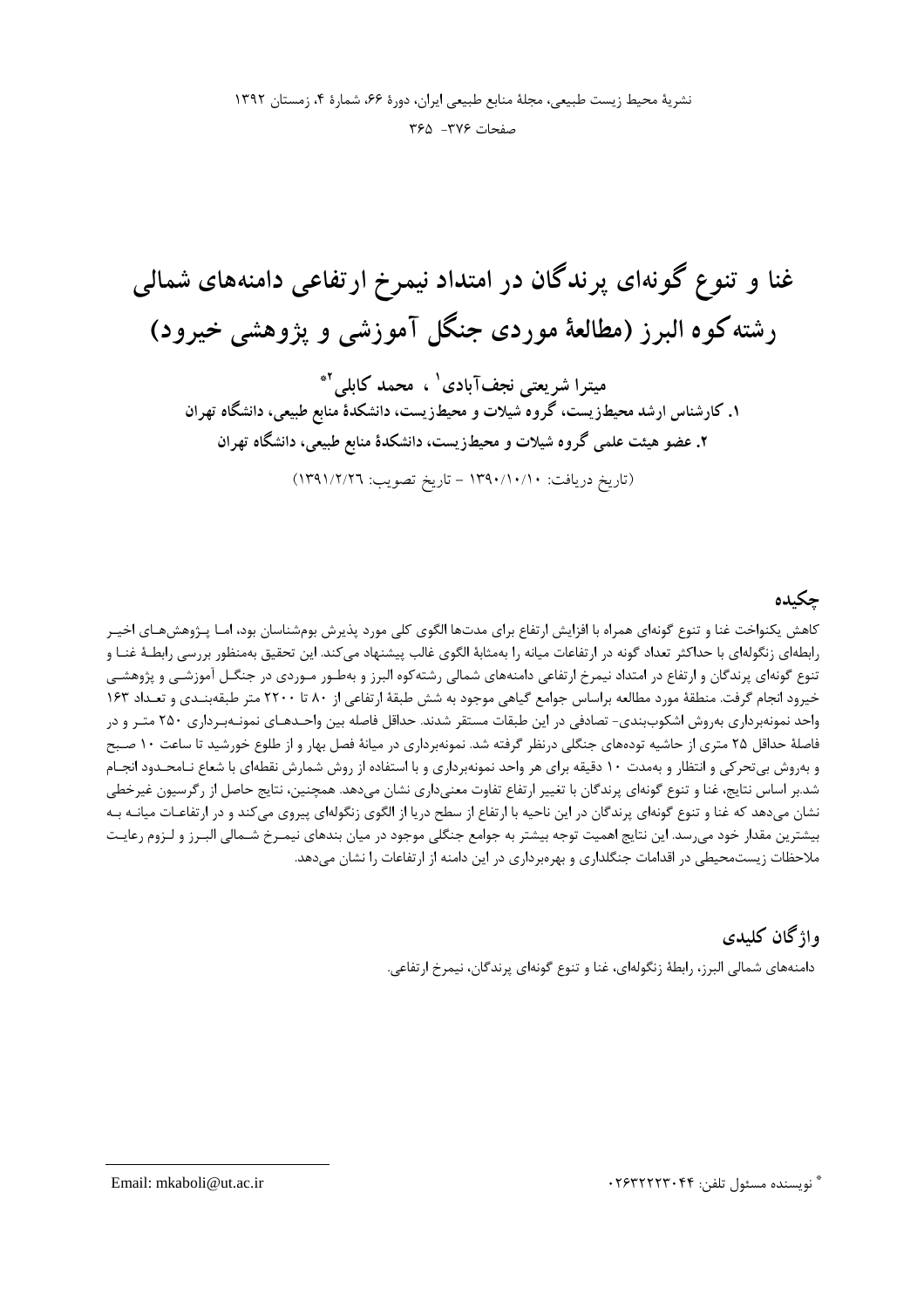# غنا و تنوع گونه‌ای پرندگان در امتداد نیمرخ ارتفاعی دامنه‌های شمالی رشته‌کوه البرز (مطالعهٔ موردی جنگل آموزشی و پژوهشی خیرود)

**میترا شریعتی نجف‌آبادی[1] ، محمد کابلی[2]***

**۱. کارشناس ارشد محیط‌زیست، گروه شیلات و محیط‌زیست، دانشکدهٔ منابع طبیعی، دانشگاه تهران**

**۲. عضو هیئت علمی گروه شیلات و محیط‌زیست، دانشکدهٔ منابع طبیعی، دانشگاه تهران**

(تاریخ دریافت: ۱۳۹۰/۱۰/۱۰ – تاریخ تصویب: ۱۳۹۱/۲/۲۶)

## چکیده

کاهش یکنواخت غنا و تنوع گونه‌ای همراه با افزایش ارتفاع برای مدت‌ها الگوی کلی مورد پذیرش بوم‌شناسان بود، اما پژوهش‌های اخیر رابطه‌ای زنگوله‌ای با حداکثر تعداد گونه در ارتفاعات میانه را به‌مثابهٔ الگوی غالب پیشنهاد می‌کند. این تحقیق به‌منظور بررسی رابطهٔ غنا و تنوع گونه‌ای پرندگان و ارتفاع در امتداد نیمرخ ارتفاعی دامنه‌های شمالی رشته‌کوه البرز و به‌طور موردی در جنگل آموزشی و پژوهشی خیرود انجام گرفت. منطقهٔ مورد مطالعه براساس جوامع گیاهی موجود به شش طبقهٔ ارتفاعی از ۸۰ تا ۲۲۰۰ متر طبقه‌بندی و تعداد ۱۶۳ واحد نمونه‌برداری به‌روش اشکوب‌بندی- تصادفی در این طبقات مستقر شدند. حداقل فاصله بین واحدهای نمونه‌برداری ۲۵۰ متر و در فاصلهٔ حداقل ۲۵ متری از حاشیه توده‌های جنگلی درنظر گرفته شد. نمونه‌برداری در میانهٔ فصل بهار و از طلوع خورشید تا ساعت ۱۰ صبح و به‌روش بی‌تحرکی و انتظار و به‌مدت ۱۰ دقیقه برای هر واحد نمونه‌برداری و با استفاده از روش شمارش نقطه‌ای با شعاع نامحدود انجام شد.بر اساس نتایج، غنا و تنوع گونه‌ای پرندگان با تغییر ارتفاع تفاوت معنی‌داری نشان می‌دهد. همچنین، نتایج حاصل از رگرسیون غیرخطی نشان می‌دهد که غنا و تنوع گونه‌ای پرندگان در این ناحیه با ارتفاع از سطح دریا از الگوی زنگوله‌ای پیروی می‌کند و در ارتفاعات میانه به بیشترین مقدار خود می‌رسد. این نتایج اهمیت توجه بیشتر به جوامع جنگلی موجود در میان بندهای نیمرخ شمالی البرز و لزوم رعایت ملاحظات زیست‌محیطی در اقدامات جنگلداری و بهره‌برداری در این دامنه از ارتفاعات را نشان می‌دهد.

## واژگان کلیدی

دامنه‌های شمالی البرز، رابطهٔ زنگوله‌ای، غنا و تنوع گونه‌ای پرندگان، نیمرخ ارتفاعی.

---

* نویسنده مسئول تلفن: ۰۲۶۳۲۲۲۳۰۴۴ Email: mkaboli@ut.ac.ir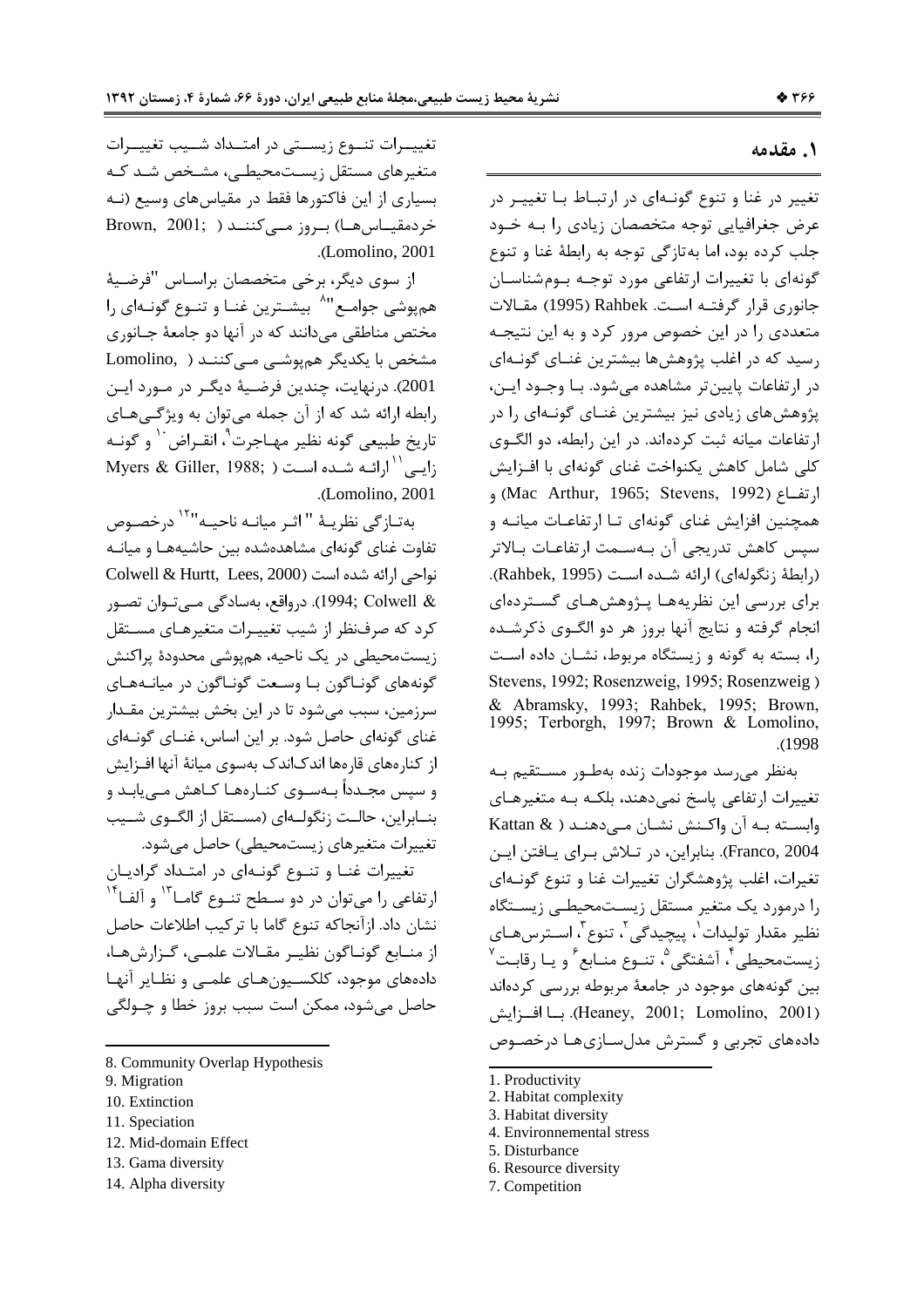## ۱. مقدمه

تغییر در غنا و تنوع گونه‌ای در ارتباط با تغییر در عرض جغرافیایی توجه متخصصان زیادی را به خود جلب کرده بود، اما به‌تازگی توجه به رابطهٔ غنا و تنوع گونه‌ای با تغییرات ارتفاعی مورد توجه بوم‌شناسان جانوری قرار گرفته است. Rahbek (1995) مقالات متعددی را در این خصوص مرور کرد و به این نتیجه رسید که در اغلب پژوهش‌ها بیشترین غنای گونه‌ای در ارتفاعات پایین‌تر مشاهده می‌شود. با وجود این، پژوهش‌های زیادی نیز بیشترین غنای گونه‌ای را در ارتفاعات میانه ثبت کرده‌اند. در این رابطه، دو الگوی کلی شامل کاهش یکنواخت غنای گونه‌ای با افزایش ارتفاع (Mac Arthur, 1965; Stevens, 1992) و همچنین افزایش غنای گونه‌ای تا ارتفاعات میانه و سپس کاهش تدریجی آن به‌سمت ارتفاعات بالاتر (رابطهٔ زنگوله‌ای) ارائه شده است (Rahbek, 1995). برای بررسی این نظریه‌ها پژوهش‌های گسترده‌ای انجام گرفته و نتایج آنها بروز هر دو الگوی ذکرشده را، بسته به گونه و زیستگاه مربوط، نشان داده است (Stevens, 1992; Rosenzweig, 1995; Rosenzweig & Abramsky, 1993; Rahbek, 1995; Brown, 1995; Terborgh, 1997; Brown & Lomolino, 1998).

به‌نظر می‌رسد موجودات زنده به‌طور مستقیم به تغییرات ارتفاعی پاسخ نمی‌دهند، بلکه به متغیرهای وابسته به آن واکنش نشان می‌دهند (Kattan & Franco, 2004). بنابراین، در تلاش برای یافتن این تغیرات، اغلب پژوهشگران تغییرات غنا و تنوع گونه‌ای را درمورد یک متغیر مستقل زیست‌محیطی زیستگاه نظیر مقدار تولیدات[1]، پیچیدگی[2]، تنوع[3]، استرس‌های زیست‌محیطی[4]، آشفتگی[5]، تنوع منابع[6] و یا رقابت[7] بین گونه‌های موجود در جامعهٔ مربوطه بررسی کرده‌اند (Heaney, 2001; Lomolino, 2001). با افزایش داده‌های تجربی و گسترش مدل‌سازی‌ها درخصوص تغییرات تنوع زیستی در امتداد شیب تغییرات متغیرهای مستقل زیست‌محیطی، مشخص شد که بسیاری از این فاکتورها فقط در مقیاس‌های وسیع (نه خردمقیاس‌ها) بروز می‌کنند (Brown, 2001; Lomolino, 2001).

از سوی دیگر، برخی متخصصان براساس "فرضیهٔ هم‌پوشی جوامع"[8] بیشترین غنا و تنوع گونه‌ای را مختص مناطقی می‌دانند که در آنها دو جامعهٔ جانوری مشخص با یکدیگر هم‌پوشی می‌کنند (Lomolino, 2001). درنهایت، چندین فرضیهٔ دیگر در مورد این رابطه ارائه شد که از آن جمله می‌توان به ویژگی‌های تاریخ طبیعی گونه نظیر مهاجرت[9]، انقراض[10] و گونه زایی[11] ارائه شده است (Myers & Giller, 1988; Lomolino, 2001).

به‌تازگی نظریهٔ "اثر میانه ناحیه"[12] درخصوص تفاوت غنای گونه‌ای مشاهده‌شده بین حاشیه‌ها و میانه نواحی ارائه شده است (Colwell & Hurtt, Lees, 2000; Colwell & 1994). درواقع، به‌سادگی می‌توان تصور کرد که صرف‌نظر از شیب تغییرات متغیرهای مستقل زیست‌محیطی در یک ناحیه، هم‌پوشی محدودهٔ پراکنش گونه‌های گوناگون با وسعت گوناگون در میانه‌های سرزمین، سبب می‌شود تا در این بخش بیشترین مقدار غنای گونه‌ای حاصل شود. بر این اساس، غنای گونه‌ای از کناره‌های قاره‌ها اندک‌اندک به‌سوی میانهٔ آنها افزایش و سپس مجدداً به‌سوی کناره‌ها کاهش می‌یابد و بنابراین، حالت زنگوله‌ای (مستقل از الگوی شیب تغییرات متغیرهای زیست‌محیطی) حاصل می‌شود.

تغییرات غنا و تنوع گونه‌ای در امتداد گرادیان ارتفاعی را می‌توان در دو سطح تنوع گاما[13] و آلفا[14] نشان داد. ازآنجاکه تنوع گاما با ترکیب اطلاعات حاصل از منابع گوناگون نظیر مقالات علمی، گزارش‌ها، داده‌های موجود، کلکسیون‌های علمی و نظایر آنها حاصل می‌شود، ممکن است سبب بروز خطا و چولگی

---

1. Productivity
2. Habitat complexity
3. Habitat diversity
4. Environnemental stress
5. Disturbance
6. Resource diversity
7. Competition
8. Community Overlap Hypothesis
9. Migration
10. Extinction
11. Speciation
12. Mid-domain Effect
13. Gama diversity
14. Alpha diversity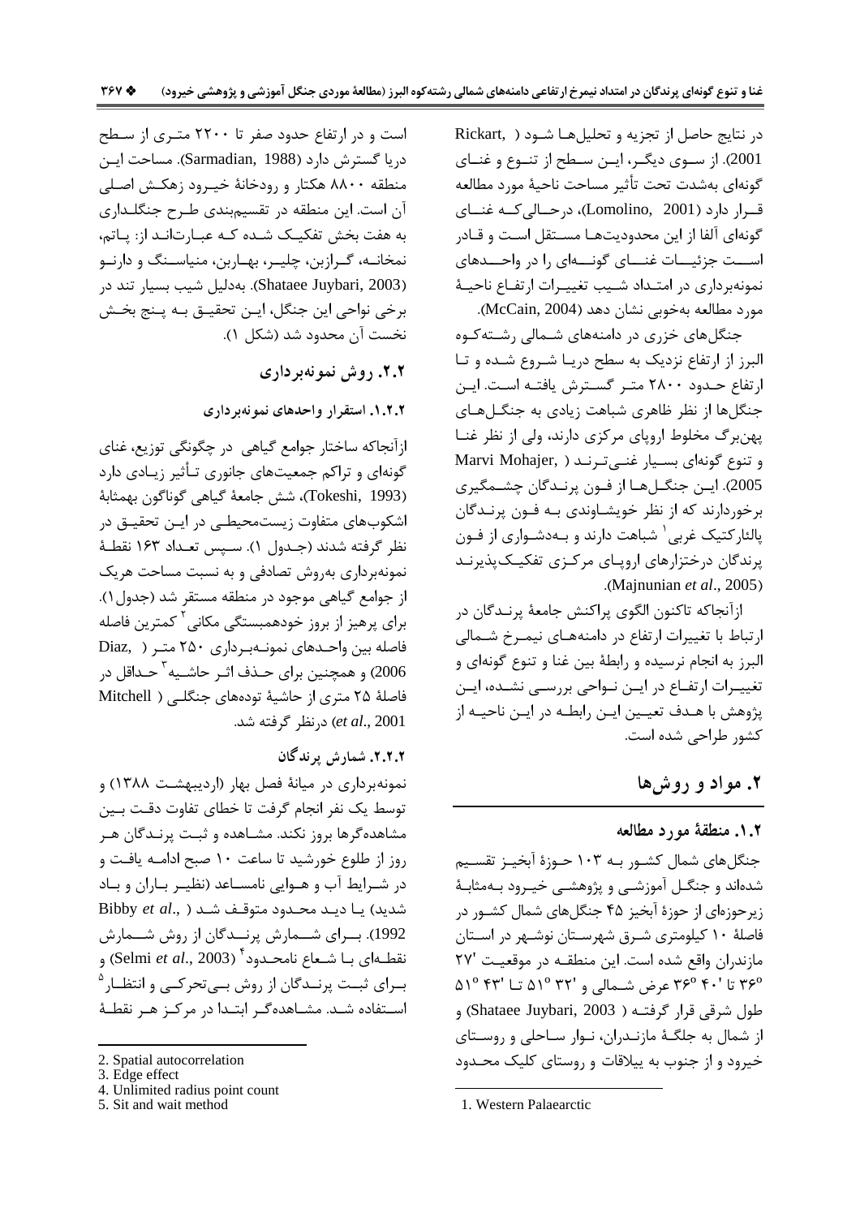در نتایج حاصل از تجزیه و تحلیل‌ها شود (Rickart, 2001). از سوی دیگر، این سطح از تنوع و غنای گونه‌ای به‌شدت تحت تأثیر مساحت ناحیهٔ مورد مطالعه قرار دارد (Lomolino, 2001)، درحالی‌که غنای گونه‌ای آلفا از این محدودیت‌ها مستقل است و قادر است جزئیات غنای گونه‌ای را در واحدهای نمونه‌برداری در امتداد شیب تغییرات ارتفاع ناحیهٔ مورد مطالعه به‌خوبی نشان دهد (McCain, 2004).

جنگل‌های خزری در دامنه‌های شمالی رشته‌کوه البرز از ارتفاع نزدیک به سطح دریا شروع شده و تا ارتفاع حدود ۲۸۰۰ متر گسترش یافته است. این جنگل‌ها از نظر ظاهری شباهت زیادی به جنگل‌های پهن‌برگ مخلوط اروپای مرکزی دارند، ولی از نظر غنا و تنوع گونه‌ای بسیار غنی‌ترند (Marvi Mohajer, 2005). این جنگل‌ها از فون پرندگان چشمگیری برخوردارند که از نظر خویشاوندی به فون پرندگان پالئارکتیک غربی[1] شباهت دارند و به‌دشواری از فون پرندگان درختزارهای اروپای مرکزی تفکیک‌پذیرند (Majnunian *et al*., 2005).

ازآنجاکه تاکنون الگوی پراکنش جامعهٔ پرندگان در ارتباط با تغییرات ارتفاع در دامنه‌های نیمرخ شمالی البرز به انجام نرسیده و رابطهٔ بین غنا و تنوع گونه‌ای و تغییرات ارتفاع در این نواحی بررسی نشده، این پژوهش با هدف تعیین این رابطه در این ناحیه از کشور طراحی شده است.

## ۲. مواد و روش‌ها

### ۱.۲. منطقهٔ مورد مطالعه

جنگل‌های شمال کشور به ۱۰۳ حوزهٔ آبخیز تقسیم شده‌اند و جنگل آموزشی و پژوهشی خیرود به‌مثابهٔ زیرحوزه‌ای از حوزهٔ آبخیز ۴۵ جنگل‌های شمال کشور در فاصلهٔ ۱۰ کیلومتری شرق شهرستان نوشهر در استان مازندران واقع شده است. این منطقه در موقعیت '۲۷ °۳۶ تا '۴۰ °۳۶ عرض شمالی و '۳۲ °۵۱ تا '۴۳ °۵۱ طول شرقی قرار گرفته (Shataee Juybari, 2003) و از شمال به جلگهٔ مازندران، نوار ساحلی و روستای خیرود و از جنوب به ییلاقات و روستای کلیک محدود است و در ارتفاع حدود صفر تا ۲۲۰۰ متری از سطح دریا گسترش دارد (Sarmadian, 1988). مساحت این منطقه ۸۸۰۰ هکتار و رودخانهٔ خیرود زهکش اصلی آن است. این منطقه در تقسیم‌بندی طرح جنگلداری به هفت بخش تفکیک شده که عبارت‌اند از: پاتم، نمخانه، گرازبن، چلیر، بهاربن، منیاسنگ و دارنو (Shataee Juybari, 2003). به‌دلیل شیب بسیار تند در برخی نواحی این جنگل، این تحقیق به پنج بخش نخست آن محدود شد (شکل ۱).

### ۲.۲. روش نمونه‌برداری

#### ۱.۲.۲. استقرار واحدهای نمونه‌برداری

ازآنجاکه ساختار جوامع گیاهی در چگونگی توزیع، غنای گونه‌ای و تراکم جمعیت‌های جانوری تأثیر زیادی دارد (Tokeshi, 1993)، شش جامعهٔ گیاهی گوناگون بهمثابهٔ اشکوب‌های متفاوت زیست‌محیطی در این تحقیق در نظر گرفته شدند (جدول ۱). سپس تعداد ۱۶۳ نقطهٔ نمونه‌برداری به‌روش تصادفی و به نسبت مساحت هریک از جوامع گیاهی موجود در منطقه مستقر شد (جدول ۱). برای پرهیز از بروز خودهمبستگی مکانی[2] کمترین فاصله فاصله بین واحدهای نمونه‌برداری ۲۵۰ متر (Diaz, 2006) و همچنین برای حذف اثر حاشیه[3] حداقل در فاصلهٔ ۲۵ متری از حاشیهٔ توده‌های جنگلی (Mitchell *et al*., 2001) درنظر گرفته شد.

#### ۲.۲.۲. شمارش پرندگان

نمونه‌برداری در میانهٔ فصل بهار (اردیبهشت ۱۳۸۸) و توسط یک نفر انجام گرفت تا خطای تفاوت دقت بین مشاهده‌گرها بروز نکند. مشاهده و ثبت پرندگان هر روز از طلوع خورشید تا ساعت ۱۰ صبح ادامه یافت و در شرایط آب و هوایی نامساعد (نظیر باران و باد شدید) یا دید محدود متوقف شد (Bibby *et al*., 1992). برای شمارش پرندگان از روش شمارش نقطه‌ای با شعاع نامحدود[4] (Selmi *et al*., 2003) و برای ثبت پرندگان از روش بی‌تحرکی و انتظار[5] استفاده شد. مشاهده‌گر ابتدا در مرکز هر نقطهٔ

---

1. Western Palaearctic
2. Spatial autocorrelation
3. Edge effect
4. Unlimited radius point count
5. Sit and wait method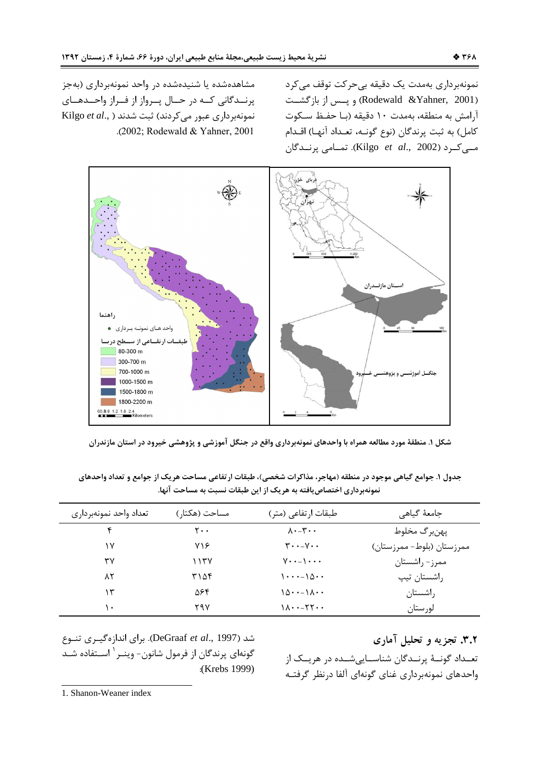نمونه‌برداری به‌مدت یک دقیقه بی‌حرکت توقف می‌کرد (Rodewald &Yahner, 2001) و پس از بازگشت آرامش به منطقه، به‌مدت ۱۰ دقیقه (با حفظ سکوت کامل) به ثبت پرندگان (نوع گونه، تعداد آنها) اقدام می‌کرد (Kilgo *et al*., 2002). تمامی پرندگان مشاهده‌شده یا شنیده‌شده در واحد نمونه‌برداری (به‌جز پرندگانی که در حال پرواز از فراز واحدهای نمونه‌برداری عبور می‌کردند) ثبت شدند (Kilgo *et al*., 2002; Rodewald & Yahner, 2001).

شکل ۱. منطقهٔ مورد مطالعه همراه با واحدهای نمونه‌برداری واقع در جنگل آموزشی و پژوهشی خیرود در استان مازندران

جدول ۱. جوامع گیاهی موجود در منطقه (مهاجر، مذاکرات شخصی)، طبقات ارتفاعی مساحت هریک از جوامع و تعداد واحدهای نمونه‌برداری اختصاص‌یافته به هریک از این طبقات نسبت به مساحت آنها.

| جامعهٔ گیاهی | طبقات ارتفاعی (متر) | مساحت (هکتار) | تعداد واحد نمونه‌برداری |
|---|---|---|---|
| پهن‌برگ مخلوط | ۸۰-۳۰۰ | ۲۰۰ | ۴ |
| ممرزستان (بلوط- ممرزستان) | ۳۰۰-۷۰۰ | ۷۱۶ | ۱۷ |
| ممرز- راشستان | ۷۰۰-۱۰۰۰ | ۱۱۳۷ | ۳۷ |
| راشستان تیپ | ۱۰۰۰-۱۵۰۰ | ۳۱۵۴ | ۸۲ |
| راشستان | ۱۵۰۰-۱۸۰۰ | ۵۶۴ | ۱۳ |
| لورستان | ۱۸۰۰-۲۲۰۰ | ۲۹۷ | ۱۰ |

### ۳.۲. تجزیه و تحلیل آماری

تعداد گونهٔ پرندگان شناسایی‌شده در هریک از واحدهای نمونه‌برداری غنای گونه‌ای آلفا درنظر گرفته شد (DeGraaf *et al*., 1997). برای اندازه‌گیری تنوع گونه‌ای پرندگان از فرمول شانون- وینر[1] استفاده شد (Krebs 1999):

1. Shanon-Weaner index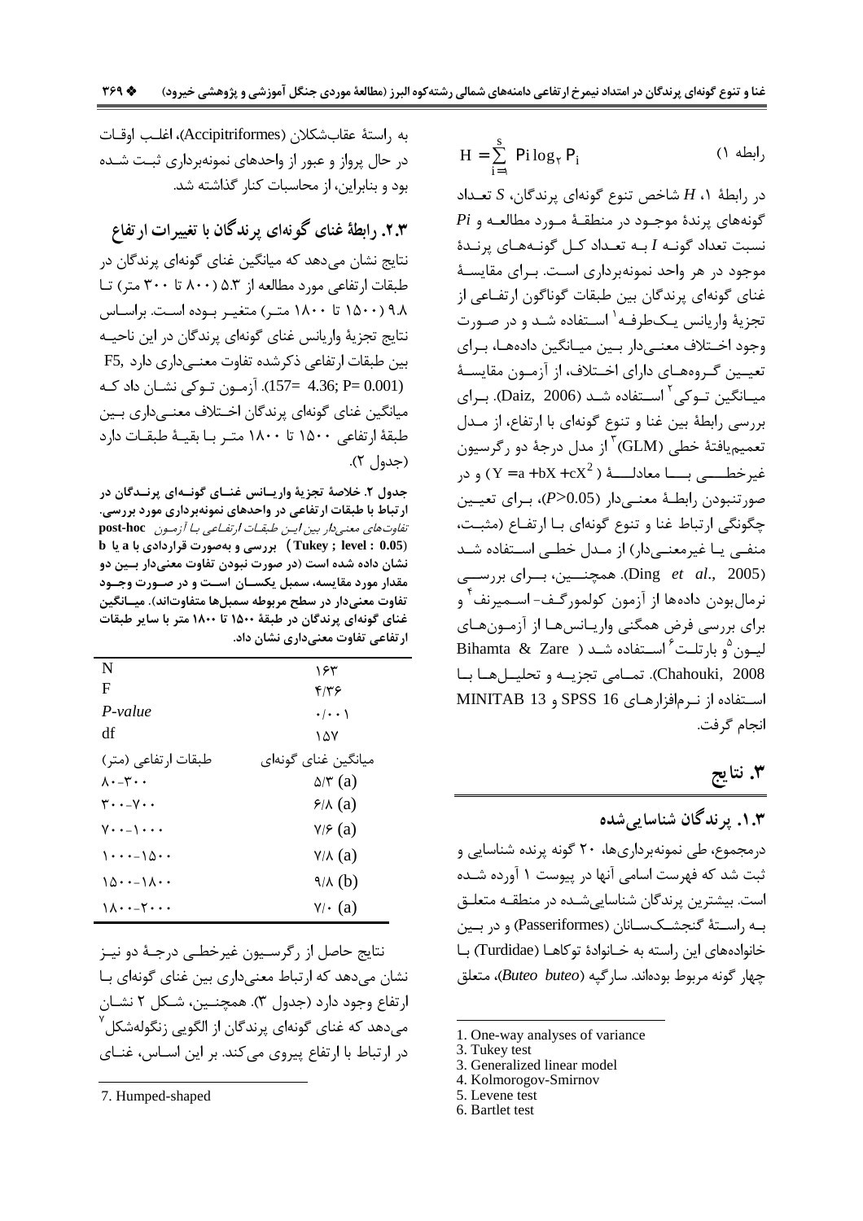رابطه ۱)

$$H = \sum_{i=1}^{s} P_i \log_2 P_i$$

در رابطهٔ ۱، $H$ شاخص تنوع گونه‌ای پرندگان، $S$ تعداد گونه‌های پرندهٔ موجود در منطقهٔ مورد مطالعه و $Pi$ نسبت تعداد گونه $I$ به تعداد کل گونه‌های پرندهٔ موجود در هر واحد نمونه‌برداری است. برای مقایسهٔ غنای گونه‌ای پرندگان بین طبقات گوناگون ارتفاعی از تجزیهٔ واریانس یک‌طرفه[1] استفاده شد و در صورت وجود اختلاف معنی‌دار بین میانگین داده‌ها، برای تعیین گروه‌های دارای اختلاف، از آزمون مقایسهٔ میانگین توکی[2] استفاده شد (Daiz, 2006). برای بررسی رابطهٔ بین غنا و تنوع گونه‌ای با ارتفاع، از مدل تعمیم‌یافتهٔ خطی (GLM)[3] از مدل درجهٔ دو رگرسیون غیرخطی با معادلهٔ ($Y = a + bX + cX^2$) و در صورتنبودن رابطهٔ معنی‌دار ($P>0.05$)، برای تعیین چگونگی ارتباط غنا و تنوع گونه‌ای با ارتفاع (مثبت، منفی یا غیرمعنی‌دار) از مدل خطی استفاده شد (Ding *et al.*, 2005). همچنین، برای بررسی نرمال‌بودن داده‌ها از آزمون کولمورگف- اسمیرنف[4] و برای بررسی فرض همگنی واریانس‌ها از آزمون‌های لیون[5] و بارتلت[6] استفاده شد (Bihamta & Zare Chahouki, 2008). تمامی تجزیه و تحلیل‌ها با استفاده از نرم‌افزارهای SPSS 16 و MINITAB 13 انجام گرفت.

## ۳. نتایج

### ۱.۳. پرندگان شناسایی‌شده

درمجموع، طی نمونه‌برداری‌ها، ۲۰ گونه پرنده شناسایی و ثبت شد که فهرست اسامی آنها در پیوست ۱ آورده شده است. بیشترین پرندگان شناسایی‌شده در منطقه متعلق به راستهٔ گنجشک‌سانان (Passeriformes) و در بین خانواده‌های این راسته به خانوادهٔ توکاها (Turdidae) با چهار گونه مربوط بوده‌اند. سارگپه (*Buteo buteo*)، متعلق به راستهٔ عقاب‌شکلان (Accipitriformes)، اغلب اوقات در حال پرواز و عبور از واحدهای نمونه‌برداری ثبت شده بود و بنابراین، از محاسبات کنار گذاشته شد.

### ۲.۳. رابطهٔ غنای گونه‌ای پرندگان با تغییرات ارتفاع

نتایج نشان می‌دهد که میانگین غنای گونه‌ای پرندگان در طبقات ارتفاعی مورد مطالعه از ۵.۳ (۸۰۰ تا ۳۰۰ متر) تا ۹.۸ (۱۵۰۰ تا ۱۸۰۰ متر) متغیر بوده است. براساس نتایج تجزیهٔ واریانس غنای گونه‌ای پرندگان در این ناحیه بین طبقات ارتفاعی ذکرشده تفاوت معنی‌داری دارد ($F_{5,157}= 4.36; P= 0.001$). آزمون توکی نشان داد که میانگین غنای گونه‌ای پرندگان اختلاف معنی‌داری بین طبقهٔ ارتفاعی ۱۵۰۰ تا ۱۸۰۰ متر با بقیهٔ طبقات دارد (جدول ۲).

**جدول ۲. خلاصهٔ تجزیهٔ واریانس غنای گونه‌ای پرندگان در ارتباط با طبقات ارتفاعی در واحدهای نمونه‌برداری مورد بررسی.** *تفاوت‌های معنی‌دار بین این طبقات ارتفاعی با آزمون* **post-hoc (Tukey ; level : 0.05) بررسی و به‌صورت قراردادی با a یا b نشان داده شده است (در صورت نبودن تفاوت معنی‌دار بین دو مقدار مورد مقایسه، سمبل یکسان است و در صورت وجود تفاوت معنی‌دار در سطح مربوطه سمبل‌ها متفاوت‌اند). میانگین غنای گونه‌ای پرندگان در طبقهٔ ۱۵۰۰ تا ۱۸۰۰ متر با سایر طبقات ارتفاعی تفاوت معنی‌داری نشان داد.**

| | |
|---|---|
| N | ۱۶۳ |
| F | ۴/۳۶ |
| *P-value* | ۰/۰۰۱ |
| df | ۱۵۷ |
| طبقات ارتفاعی (متر) | میانگین غنای گونه‌ای |
| ۸۰-۳۰۰ | ۵/۳ (a) |
| ۳۰۰-۷۰۰ | ۶/۸ (a) |
| ۷۰۰-۱۰۰۰ | ۷/۶ (a) |
| ۱۰۰۰-۱۵۰۰ | ۷/۸ (a) |
| ۱۵۰۰-۱۸۰۰ | ۹/۸ (b) |
| ۱۸۰۰-۲۰۰۰ | ۷/۰ (a) |

نتایج حاصل از رگرسیون غیرخطی درجهٔ دو نیز نشان می‌دهد که ارتباط معنی‌داری بین غنای گونه‌ای با ارتفاع وجود دارد (جدول ۳). همچنین، شکل ۲ نشان می‌دهد که غنای گونه‌ای پرندگان از الگویی زنگوله‌شکل[7] در ارتباط با ارتفاع پیروی می‌کند. بر این اساس، غنای

---

1. One-way analyses of variance
3. Tukey test
3. Generalized linear model
4. Kolmorogov-Smirnov
5. Levene test
6. Bartlet test
7. Humped-shaped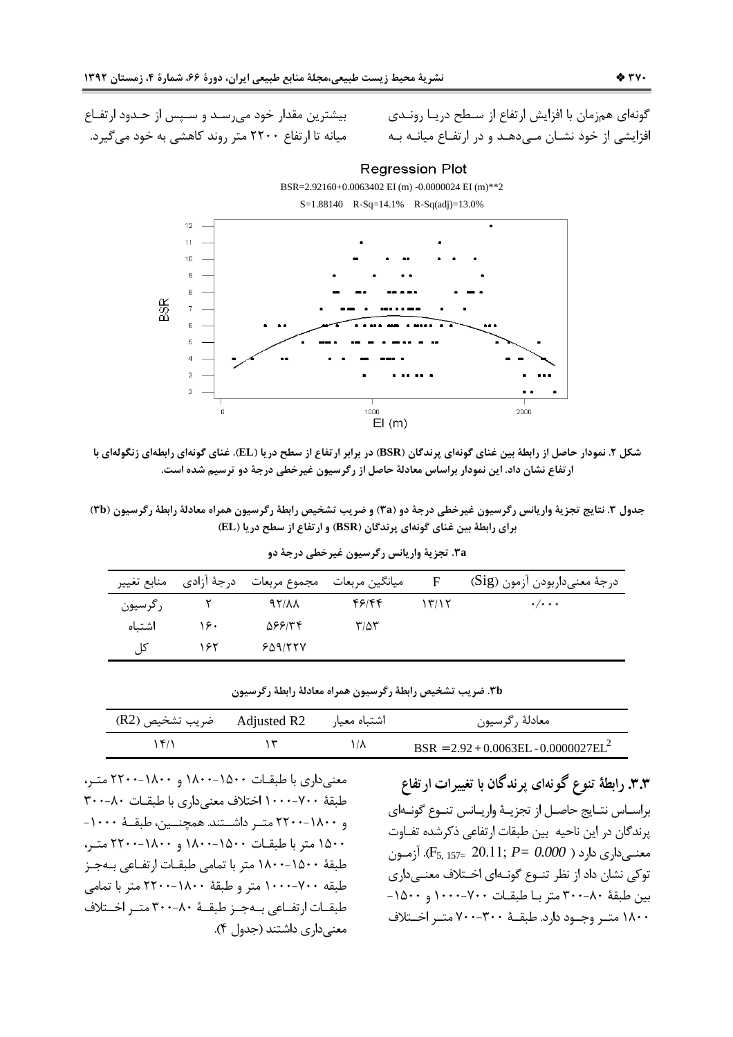گونه‌ای هم‌زمان با افزایش ارتفاع از سطح دریا روندی افزایشی از خود نشان می‌دهد و در ارتفاع میانه به بیشترین مقدار خود می‌رسد و سپس از حدود ارتفاع میانه تا ارتفاع ۲۲۰۰ متر روند کاهشی به خود می‌گیرد.

شکل ۲. نمودار حاصل از رابطهٔ بین غنای گونه‌ای پرندگان (BSR) در برابر ارتفاع از سطح دریا (EL). غنای گونه‌ای رابطه‌ای زنگوله‌ای با ارتفاع نشان داد. این نمودار براساس معادلهٔ حاصل از رگرسیون غیرخطی درجهٔ دو ترسیم شده است.

جدول ۳. نتایج تجزیهٔ واریانس رگرسیون غیرخطی درجهٔ دو (۳a) و ضریب تشخیص رابطهٔ رگرسیون همراه معادلهٔ رابطهٔ رگرسیون (۳b) برای رابطهٔ بین غنای گونه‌ای پرندگان (BSR) و ارتفاع از سطح دریا (EL)

**۳a. تجزیهٔ واریانس رگرسیون غیرخطی درجهٔ دو**

| منابع تغییر | درجهٔ آزادی | مجموع مربعات | میانگین مربعات | F | درجهٔ معنی‌داربودن آزمون (Sig) |
|---|---|---|---|---|---|
| رگرسیون | ۲ | ۹۲/۸۸ | ۴۶/۴۴ | ۱۳/۱۲ | ۰/۰۰۰ |
| اشتباه | ۱۶۰ | ۵۶۶/۳۴ | ۳/۵۳ | | |
| کل | ۱۶۲ | ۶۵۹/۲۲۷ | | | |

**۳b. ضریب تشخیص رابطهٔ رگرسیون همراه معادلهٔ رابطهٔ رگرسیون**

| ضریب تشخیص (R2) | Adjusted R2 | اشتباه معیار | معادلهٔ رگرسیون |
|---|---|---|---|
| ۱۴/۱ | ۱۳ | ۱/۸ | $BSR = 2.92 + 0.0063EL - 0.0000027EL^2$ |

### ۳.۳. رابطهٔ تنوع گونه‌ای پرندگان با تغییرات ارتفاع

براساس نتایج حاصل از تجزیهٔ واریانس تنوع گونه‌ای پرندگان در این ناحیه بین طبقات ارتفاعی ذکرشده تفاوت معنی‌داری دارد ($F_{5, 157}= 20.11; P= 0.000$). آزمون توکی نشان داد از نظر تنوع گونه‌ای اختلاف معنی‌داری بین طبقهٔ ۸۰-۳۰۰ متر با طبقات ۷۰۰-۱۰۰۰ و ۱۵۰۰-۱۸۰۰ متر وجود دارد. طبقهٔ ۳۰۰-۷۰۰ متر اختلاف معنی‌داری با طبقات ۱۵۰۰-۱۸۰۰ و ۱۸۰۰-۲۲۰۰ متر، طبقهٔ ۷۰۰-۱۰۰۰ اختلاف معنی‌داری با طبقات ۸۰-۳۰۰ و ۱۸۰۰-۲۲۰۰ متر داشتند. همچنین، طبقهٔ ۱۰۰۰-۱۵۰۰ متر با طبقات ۱۵۰۰-۱۸۰۰ و ۱۸۰۰-۲۲۰۰ متر، طبقهٔ ۱۵۰۰-۱۸۰۰ متر با تمامی طبقات ارتفاعی به‌جز طبقه ۷۰۰-۱۰۰۰ متر و طبقهٔ ۱۸۰۰-۲۲۰۰ متر با تمامی طبقات ارتفاعی به‌جز طبقهٔ ۸۰-۳۰۰ متر اختلاف معنی‌داری داشتند (جدول ۴).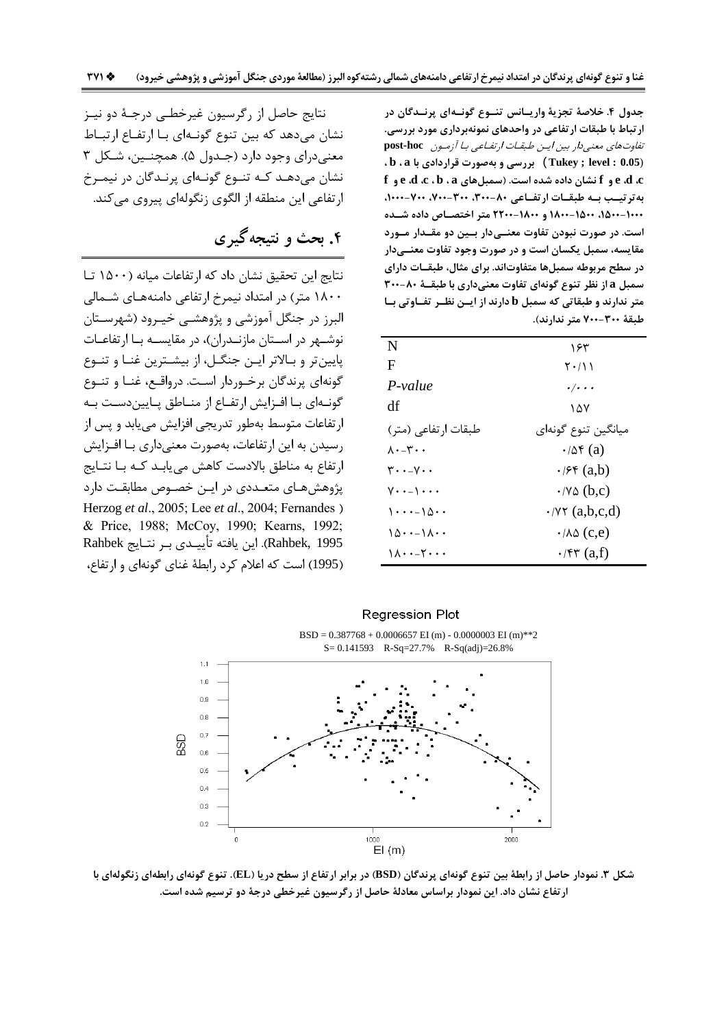**جدول ۴. خلاصهٔ تجزیهٔ واریانس تنوع گونه‌ای پرندگان در ارتباط با طبقات ارتفاعی در واحدهای نمونه‌برداری مورد بررسی.** *تفاوت‌های معنی‌دار بین این طبقات ارتفاعی با آزمون* **post-hoc (Tukey ; level : 0.05) بررسی و به‌صورت قراردادی با a ، b ، c ، d ، e و f نشان داده شده است. (سمبل‌های a ، b ، c ، d ، e و f به‌ترتیب به طبقات ارتفاعی ۸۰-۳۰۰، ۳۰۰-۷۰۰، ۷۰۰-۱۰۰۰، ۱۰۰۰-۱۵۰۰، ۱۵۰۰-۱۸۰۰ و ۱۸۰۰-۲۲۰۰ متر اختصاص داده شده است. در صورت نبودن تفاوت معنی‌دار بین دو مقدار مورد مقایسه، سمبل یکسان است و در صورت وجود تفاوت معنی‌دار در سطح مربوطه سمبل‌ها متفاوت‌اند. برای مثال، طبقات دارای سمبل a از نظر تنوع گونه‌ای تفاوت معنی‌داری با طبقهٔ ۸۰-۳۰۰ متر ندارند و طبقاتی که سمبل b دارند از این نظر تفاوتی با طبقهٔ ۳۰۰-۷۰۰ متر ندارند).**

| N | ۱۶۳ |
|---|---|
| F | ۲۰/۱۱ |
| *P-value* | ۰/۰۰۰ |
| df | ۱۵۷ |
| طبقات ارتفاعی (متر) | میانگین تنوع گونه‌ای |
| ۸۰-۳۰۰ | ۰/۵۴ (a) |
| ۳۰۰-۷۰۰ | ۰/۶۴ (a,b) |
| ۷۰۰-۱۰۰۰ | ۰/۷۵ (b,c) |
| ۱۰۰۰-۱۵۰۰ | ۰/۷۲ (a,b,c,d) |
| ۱۵۰۰-۱۸۰۰ | ۰/۸۵ (c,e) |
| ۱۸۰۰-۲۰۰۰ | ۰/۴۳ (a,f) |

نتایج حاصل از رگرسیون غیرخطی درجهٔ دو نیز نشان می‌دهد که بین تنوع گونه‌ای با ارتفاع ارتباط معنی‌درای وجود دارد (جدول ۵). همچنین، شکل ۳ نشان می‌دهد که تنوع گونه‌ای پرندگان در نیمرخ ارتفاعی این منطقه از الگوی زنگوله‌ای پیروی می‌کند.

## ۴. بحث و نتیجه‌گیری

نتایج این تحقیق نشان داد که ارتفاعات میانه (۱۵۰۰ تا ۱۸۰۰ متر) در امتداد نیمرخ ارتفاعی دامنه‌های شمالی البرز در جنگل آموزشی و پژوهشی خیرود (شهرستان نوشهر در استان مازندران)، در مقایسه با ارتفاعات پایین‌تر و بالاتر این جنگل، از بیشترین غنا و تنوع گونه‌ای پرندگان برخوردار است. درواقع، غنا و تنوع گونه‌ای با افزایش ارتفاع از مناطق پایین‌دست به ارتفاعات متوسط به‌طور تدریجی افزایش می‌یابد و پس از رسیدن به این ارتفاعات، به‌صورت معنی‌داری با افزایش ارتفاع به مناطق بالادست کاهش می‌یابد که با نتایج پژوهش‌های متعددی در این خصوص مطابقت دارد (Herzog *et al*., 2005; Lee *et al*., 2004; Fernandes & Price, 1988; McCoy, 1990; Kearns, 1992; Rahbek, 1995). این یافته تأییدی بر نتایج Rahbek (1995) است که اعلام کرد رابطهٔ غنای گونه‌ای و ارتفاع،

Regression Plot

BSD = 0.387768 + 0.0006657 EI (m) - 0.0000003 EI (m)**2
S= 0.141593 R-Sq=27.7% R-Sq(adj)=26.8%

**شکل ۳. نمودار حاصل از رابطهٔ بین تنوع گونه‌ای پرندگان (BSD) در برابر ارتفاع از سطح دریا (EL). تنوع گونه‌ای رابطه‌ای زنگوله‌ای با ارتفاع نشان داد. این نمودار براساس معادلهٔ حاصل از رگرسیون غیرخطی درجهٔ دو ترسیم شده است.**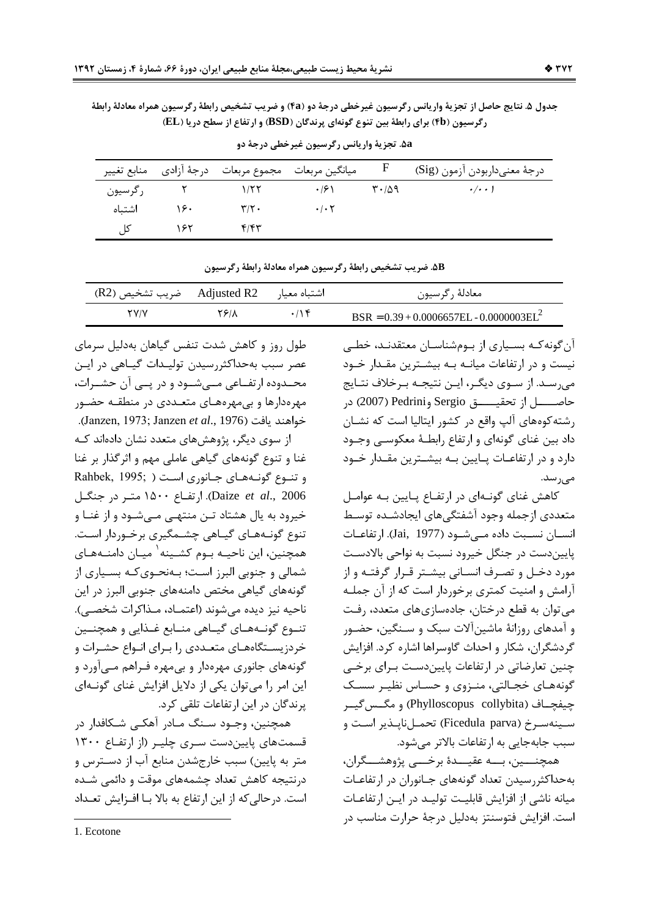**جدول ۵. نتایج حاصل از تجزیهٔ واریانس رگرسیون غیرخطی درجهٔ دو (۴a) و ضریب تشخیص رابطهٔ رگرسیون همراه معادلهٔ رابطهٔ رگرسیون (۴b) برای رابطهٔ بین تنوع گونه‌ای پرندگان (BSD) و ارتفاع از سطح دریا (EL)**

**۵a. تجزیهٔ واریانس رگرسیون غیرخطی درجهٔ دو**

| منابع تغییر | درجهٔ آزادی | مجموع مربعات | میانگین مربعات | F | درجهٔ معنی‌داربودن آزمون (Sig) |
|---|---|---|---|---|---|
| رگرسیون | ۲ | ۱/۲۲ | ۰/۶۱ | ۳۰/۵۹ | ۰/۰۰۱ |
| اشتباه | ۱۶۰ | ۳/۲۰ | ۰/۰۲ | | |
| کل | ۱۶۲ | ۴/۴۳ | | | |

**۵B. ضریب تشخیص رابطهٔ رگرسیون همراه معادلهٔ رابطهٔ رگرسیون**

| ضریب تشخیص (R2) | Adjusted R2 | اشتباه معیار | معادلهٔ رگرسیون |
|---|---|---|---|
| ۲۷/۷ | ۲۶/۸ | ۰/۱۴ | $BSR = 0.39 + 0.0006657EL - 0.0000003EL^2$ |

آن‌گونه‌که بسیاری از بوم‌شناسان معتقدند، خطی نیست و در ارتفاعات میانه به بیشترین مقدار خود می‌رسد. از سوی دیگر، این نتیجه برخلاف نتایج حاصل از تحقیق Sergio و Pedrini (2007) در رشته‌کوه‌های آلپ واقع در کشور ایتالیا است که نشان داد بین غنای گونه‌ای و ارتفاع رابطهٔ معکوسی وجود دارد و در ارتفاعات پایین به بیشترین مقدار خود می‌رسد.

کاهش غنای گونه‌ای در ارتفاع پایین به عوامل متعددی ازجمله وجود آشفتگی‌های ایجادشده توسط انسان نسبت داده می‌شود (Jai, 1977). ارتفاعات پایین‌دست در جنگل خیرود نسبت به نواحی بالادست مورد دخل و تصرف انسانی بیشتر قرار گرفته و از آرامش و امنیت کمتری برخوردار است که از آن جمله می‌توان به قطع درختان، جاده‌سازی‌های متعدد، رفت و آمدهای روزانهٔ ماشین‌آلات سبک و سنگین، حضور گردشگران، شکار و احداث گاوسراها اشاره کرد. افزایش چنین تعارضاتی در ارتفاعات پایین‌دست برای برخی گونه‌های خجالتی، منزوی و حساس نظیر سسک چیفچاف (Phylloscopus collybita) و مگس‌گیر سینه‌سرخ (Ficedula parva) تحمل‌ناپذیر است و سبب جابه‌جایی به ارتفاعات بالاتر می‌شود.

همچنین، به عقیدهٔ برخی پژوهشگران، به‌حداکثررسیدن تعداد گونه‌های جانوران در ارتفاعات میانه ناشی از افزایش قابلیت تولید در این ارتفاعات است. افزایش فتوسنتز به‌دلیل درجهٔ حرارت مناسب در طول روز و کاهش شدت تنفس گیاهان به‌دلیل سرمای عصر سبب به‌حداکثررسیدن تولیدات گیاهی در این محدوده ارتفاعی می‌شود و در پی آن حشرات، مهره‌دارها و بی‌مهره‌های متعددی در منطقه حضور خواهند یافت (Janzen, 1973; Janzen *et al*., 1976).

از سوی دیگر، پژوهش‌های متعدد نشان داده‌اند که غنا و تنوع گونه‌های گیاهی عاملی مهم و اثرگذار بر غنا و تنوع گونه‌های جانوری است (Rahbek, 1995; Daize *et al*., 2006). ارتفاع ۱۵۰۰ متر در جنگل خیرود به یال هشتاد تن منتهی می‌شود و از غنا و تنوع گونه‌های گیاهی چشمگیری برخوردار است. همچنین، این ناحیه بوم کشینه[1] میان دامنه‌های شمالی و جنوبی البرز است؛ به‌نحوی‌که بسیاری از گونه‌های گیاهی مختص دامنه‌های جنوبی البرز در این ناحیه نیز دیده می‌شوند (اعتماد، مذاکرات شخصی). تنوع گونه‌های گیاهی منابع غذایی و همچنین خردزیستگاه‌های متعددی را برای انواع حشرات و گونه‌های جانوری مهره‌دار و بی‌مهره فراهم می‌آورد و این امر را می‌توان یکی از دلایل افزایش غنای گونه‌ای پرندگان در این ارتفاعات تلقی کرد.

همچنین، وجود سنگ مادر آهکی شکافدار در قسمت‌های پایین‌دست سری چلیر (از ارتفاع ۱۳۰۰ متر به پایین) سبب خارج‌شدن منابع آب از دسترس و درنتیجه کاهش تعداد چشمه‌های موقت و دائمی شده است. درحالی‌که از این ارتفاع به بالا با افزایش تعداد

1. Ecotone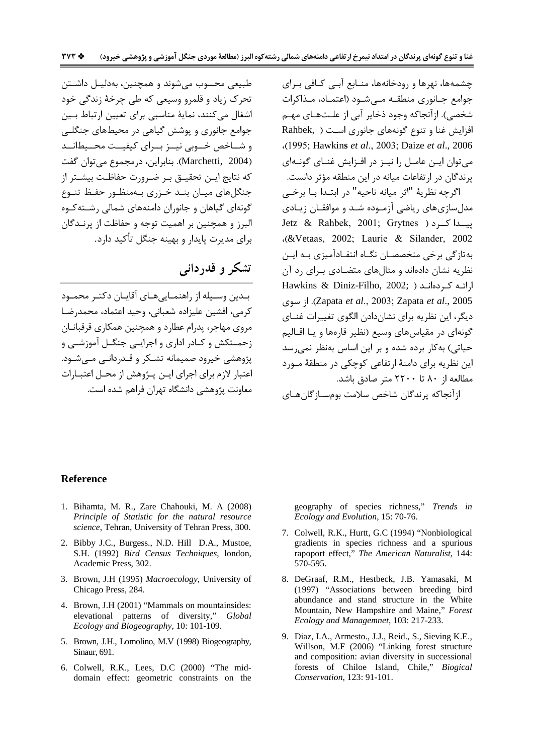چشمه‌ها، نهرها و رودخانه‌ها، منابع آبی کافی برای جوامع جانوری منطقه می‌شود (اعتماد، مذاکرات شخصی). ازآنجاکه وجود ذخایر آبی از علت‌های مهم افزایش غنا و تنوع گونه‌های جانوری است (Rahbek, 1995; Hawkins *et al*., 2003; Daize *et al*., 2006)، می‌توان این عامل را نیز در افزایش غنای گونه‌ای پرندگان در ارتفاعات میانه در این منطقه مؤثر دانست.

اگرچه نظریهٔ "اثر میانه ناحیه" در ابتدا با برخی مدل‌سازی‌های ریاضی آزموده شد و موافقان زیادی پیدا کرد (Jetz & Rahbek, 2001; Grytnes &Vetaas, 2002; Laurie & Silander, 2002)، به‌تازگی برخی متخصصان نگاه انتقادآمیزی به این نظریه نشان داده‌اند و مثال‌های متضادی برای رد آن ارائه کرده‌اند (Hawkins & Diniz-Filho, 2002; Zapata *et al*., 2003; Zapata *et al*., 2005). از سوی دیگر، این نظریه برای نشان‌دادن الگوی تغییرات غنای گونه‌ای در مقیاس‌های وسیع (نظیر قاره‌ها و یا اقالیم حیاتی) به‌کار برده شده و بر این اساس به‌نظر نمی‌رسد این نظریه برای دامنهٔ ارتفاعی کوچکی در منطقهٔ مورد مطالعه از ۸۰ تا ۲۲۰۰ متر صادق باشد.

ازآنجاکه پرندگان شاخص سلامت بوم‌سازگان‌های طبیعی محسوب می‌شوند و همچنین، به‌دلیل داشتن تحرک زیاد و قلمرو وسیعی که طی چرخهٔ زندگی خود اشغال می‌کنند، نمایهٔ مناسبی برای تعیین ارتباط بین جوامع جانوری و پوشش گیاهی در محیط‌های جنگلی و شاخص خوبی نیز برای کیفیت محیطاند (Marchetti, 2004). بنابراین، درمجموع می‌توان گفت که نتایج این تحقیق بر ضرورت حفاظت بیشتر از جنگل‌های میان بند خزری به‌منظور حفظ تنوع گونه‌ای گیاهان و جانوران دامنه‌های شمالی رشته‌کوه البرز و همچنین بر اهمیت توجه و حفاظت از پرندگان برای مدیریت پایدار و بهینه جنگل تأکید دارد.

## تشکر و قدردانی

بدین وسیله از راهنمایی‌های آقایان دکتر محمود کرمی، افشین علیزاده شعبانی، وحید اعتماد، محمدرضا مروی مهاجر، پدرام عطارد و همچنین همکاری قرقبانان زحمتکش و کادر اداری و اجرایی جنگل آموزشی و پژوهشی خیرود صمیمانه تشکر و قدردانی می‌شود. اعتبار لازم برای اجرای این پژوهش از محل اعتبارات معاونت پژوهشی دانشگاه تهران فراهم شده است.

## Reference

1. Bihamta, M. R., Zare Chahouki, M. A (2008) *Principle of Statistic for the natural resource science*, Tehran, University of Tehran Press, 300.
2. Bibby J.C., Burgess., N.D. Hill D.A., Mustoe, S.H. (1992) *Bird Census Techniques*, london, Academic Press, 302.
3. Brown, J.H (1995) *Macroecology*, University of Chicago Press, 284.
4. Brown, J.H (2001) "Mammals on mountainsides: elevational patterns of diversity," *Global Ecology and Biogeography*, 10: 101-109.
5. Brown, J.H., Lomolino, M.V (1998) Biogeography, Sinaur, 691.
6. Colwell, R.K., Lees, D.C (2000) "The mid-domain effect: geometric constraints on the geography of species richness," *Trends in Ecology and Evolution*, 15: 70-76.
7. Colwell, R.K., Hurtt, G.C (1994) "Nonbiological gradients in species richness and a spurious rapoport effect," *The American Naturalist*, 144: 570-595.
8. DeGraaf, R.M., Hestbeck, J.B. Yamasaki, M (1997) "Associations between breeding bird abundance and stand structure in the White Mountain, New Hampshire and Maine," *Forest Ecology and Managemnet*, 103: 217-233.
9. Diaz, I.A., Armesto., J.J., Reid., S., Sieving K.E., Willson, M.F (2006) "Linking forest structure and composition: avian diversity in successional forests of Chiloe Island, Chile," *Biogical Conservation*, 123: 91-101.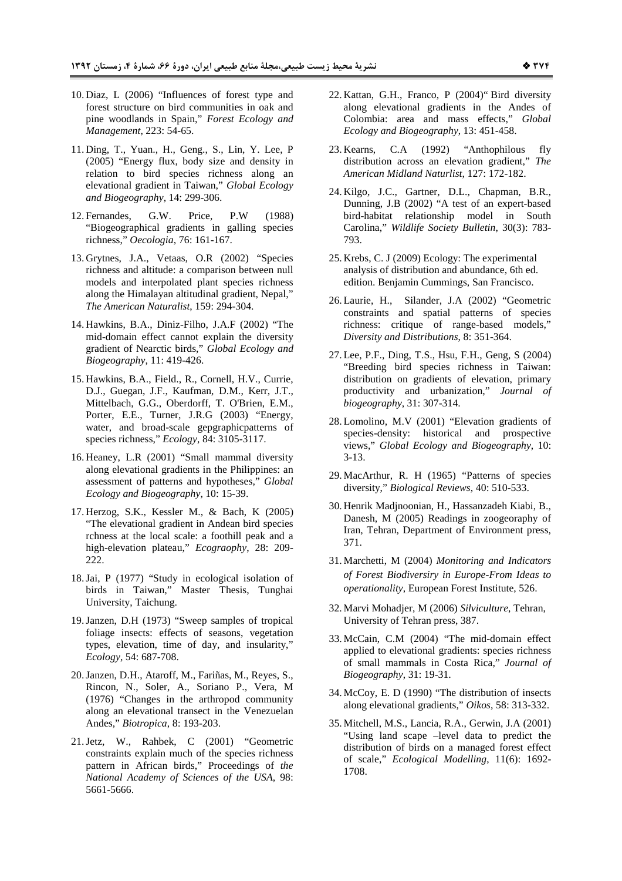10. Diaz, L (2006) "Influences of forest type and forest structure on bird communities in oak and pine woodlands in Spain," *Forest Ecology and Management*, 223: 54-65.

11. Ding, T., Yuan., H., Geng., S., Lin, Y. Lee, P (2005) "Energy flux, body size and density in relation to bird species richness along an elevational gradient in Taiwan," *Global Ecology and Biogeography*, 14: 299-306.

12. Fernandes, G.W. Price, P.W (1988) "Biogeographical gradients in galling species richness," *Oecologia*, 76: 161-167.

13. Grytnes, J.A., Vetaas, O.R (2002) "Species richness and altitude: a comparison between null models and interpolated plant species richness along the Himalayan altitudinal gradient, Nepal," *The American Naturalist*, 159: 294-304.

14. Hawkins, B.A., Diniz-Filho, J.A.F (2002) "The mid-domain effect cannot explain the diversity gradient of Nearctic birds," *Global Ecology and Biogeography*, 11: 419-426.

15. Hawkins, B.A., Field., R., Cornell, H.V., Currie, D.J., Guegan, J.F., Kaufman, D.M., Kerr, J.T., Mittelbach, G.G., Oberdorff, T. O'Brien, E.M., Porter, E.E., Turner, J.R.G (2003) "Energy, water, and broad-scale gepgraphicpatterns of species richness," *Ecology*, 84: 3105-3117.

16. Heaney, L.R (2001) "Small mammal diversity along elevational gradients in the Philippines: an assessment of patterns and hypotheses," *Global Ecology and Biogeography*, 10: 15-39.

17. Herzog, S.K., Kessler M., & Bach, K (2005) "The elevational gradient in Andean bird species rchness at the local scale: a foothill peak and a high-elevation plateau," *Ecograophy*, 28: 209-222.

18. Jai, P (1977) "Study in ecological isolation of birds in Taiwan," Master Thesis, Tunghai University, Taichung.

19. Janzen, D.H (1973) "Sweep samples of tropical foliage insects: effects of seasons, vegetation types, elevation, time of day, and insularity," *Ecology*, 54: 687-708.

20. Janzen, D.H., Ataroff, M., Fariñas, M., Reyes, S., Rincon, N., Soler, A., Soriano P., Vera, M (1976) "Changes in the arthropod community along an elevational transect in the Venezuelan Andes," *Biotropica*, 8: 193-203.

21. Jetz, W., Rahbek, C (2001) "Geometric constraints explain much of the species richness pattern in African birds," Proceedings of *the National Academy of Sciences of the USA*, 98: 5661-5666.

22. Kattan, G.H., Franco, P (2004)" Bird diversity along elevational gradients in the Andes of Colombia: area and mass effects," *Global Ecology and Biogeography*, 13: 451-458.

23. Kearns, C.A (1992) "Anthophilous fly distribution across an elevation gradient," *The American Midland Naturlist*, 127: 172-182.

24. Kilgo, J.C., Gartner, D.L., Chapman, B.R., Dunning, J.B (2002) "A test of an expert-based bird-habitat relationship model in South Carolina," *Wildlife Society Bulletin*, 30(3): 783-793.

25. Krebs, C. J (2009) Ecology: The experimental analysis of distribution and abundance, 6th ed. edition. Benjamin Cummings, San Francisco.

26. Laurie, H., Silander, J.A (2002) "Geometric constraints and spatial patterns of species richness: critique of range-based models," *Diversity and Distributions*, 8: 351-364.

27. Lee, P.F., Ding, T.S., Hsu, F.H., Geng, S (2004) "Breeding bird species richness in Taiwan: distribution on gradients of elevation, primary productivity and urbanization," *Journal of biogeography*, 31: 307-314.

28. Lomolino, M.V (2001) "Elevation gradients of species-density: historical and prospective views," *Global Ecology and Biogeography*, 10: 3-13.

29. MacArthur, R. H (1965) "Patterns of species diversity," *Biological Reviews*, 40: 510-533.

30. Henrik Madjnoonian, H., Hassanzadeh Kiabi, B., Danesh, M (2005) Readings in zoogeoraphy of Iran, Tehran, Department of Environment press, 371.

31. Marchetti, M (2004) *Monitoring and Indicators of Forest Biodiversiry in Europe-From Ideas to operationality*, European Forest Institute, 526.

32. Marvi Mohadjer, M (2006) *Silviculture*, Tehran, University of Tehran press, 387.

33. McCain, C.M (2004) "The mid-domain effect applied to elevational gradients: species richness of small mammals in Costa Rica," *Journal of Biogeography*, 31: 19-31.

34. McCoy, E. D (1990) "The distribution of insects along elevational gradients," *Oikos*, 58: 313-332.

35. Mitchell, M.S., Lancia, R.A., Gerwin, J.A (2001) "Using land scape –level data to predict the distribution of birds on a managed forest effect of scale," *Ecological Modelling*, 11(6): 1692-1708.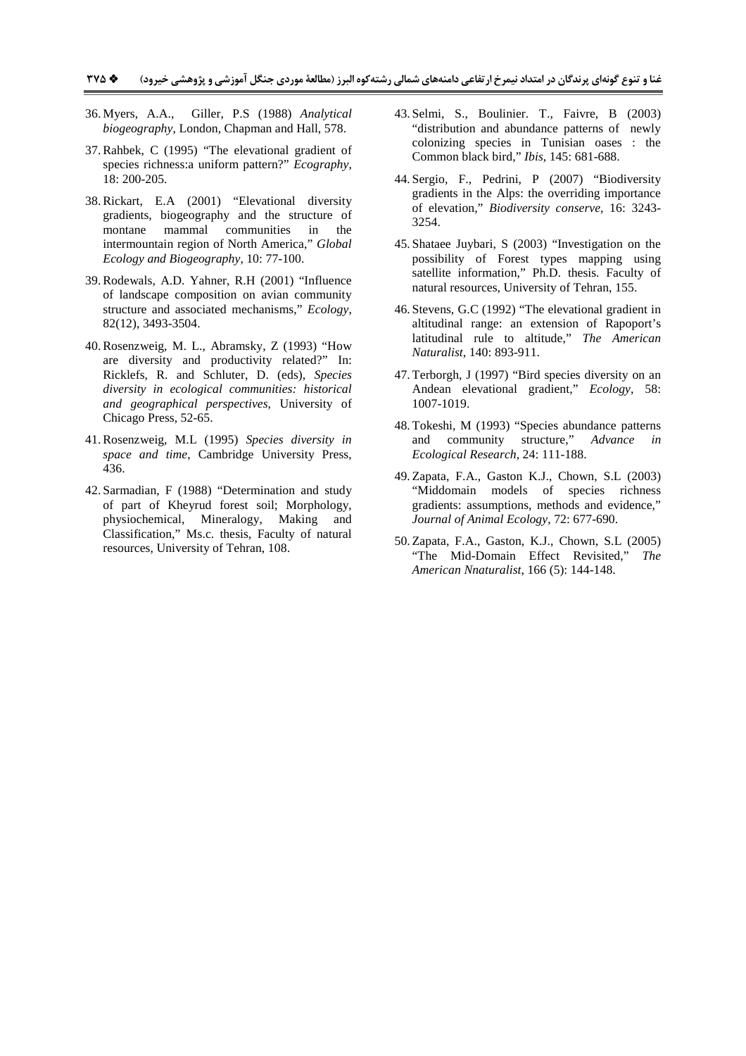36. Myers, A.A., Giller, P.S (1988) *Analytical biogeography*, London, Chapman and Hall, 578.

37. Rahbek, C (1995) "The elevational gradient of species richness:a uniform pattern?" *Ecography*, 18: 200-205.

38. Rickart, E.A (2001) "Elevational diversity gradients, biogeography and the structure of montane mammal communities in the intermountain region of North America," *Global Ecology and Biogeography*, 10: 77-100.

39. Rodewals, A.D. Yahner, R.H (2001) "Influence of landscape composition on avian community structure and associated mechanisms," *Ecology*, 82(12), 3493-3504.

40. Rosenzweig, M. L., Abramsky, Z (1993) "How are diversity and productivity related?" In: Ricklefs, R. and Schluter, D. (eds), *Species diversity in ecological communities: historical and geographical perspectives*, University of Chicago Press, 52-65.

41. Rosenzweig, M.L (1995) *Species diversity in space and time*, Cambridge University Press, 436.

42. Sarmadian, F (1988) "Determination and study of part of Kheyrud forest soil; Morphology, physiochemical, Mineralogy, Making and Classification," Ms.c. thesis, Faculty of natural resources, University of Tehran, 108.

43. Selmi, S., Boulinier. T., Faivre, B (2003) "distribution and abundance patterns of newly colonizing species in Tunisian oases : the Common black bird," *Ibis*, 145: 681-688.

44. Sergio, F., Pedrini, P (2007) "Biodiversity gradients in the Alps: the overriding importance of elevation," *Biodiversity conserve*, 16: 3243-3254.

45. Shataee Juybari, S (2003) "Investigation on the possibility of Forest types mapping using satellite information," Ph.D. thesis. Faculty of natural resources, University of Tehran, 155.

46. Stevens, G.C (1992) "The elevational gradient in altitudinal range: an extension of Rapoport's latitudinal rule to altitude," *The American Naturalist*, 140: 893-911.

47. Terborgh, J (1997) "Bird species diversity on an Andean elevational gradient," *Ecology*, 58: 1007-1019.

48. Tokeshi, M (1993) "Species abundance patterns and community structure," *Advance in Ecological Research*, 24: 111-188.

49. Zapata, F.A., Gaston K.J., Chown, S.L (2003) "Middomain models of species richness gradients: assumptions, methods and evidence," *Journal of Animal Ecology*, 72: 677-690.

50. Zapata, F.A., Gaston, K.J., Chown, S.L (2005) "The Mid-Domain Effect Revisited," *The American Nnaturalist*, 166 (5): 144-148.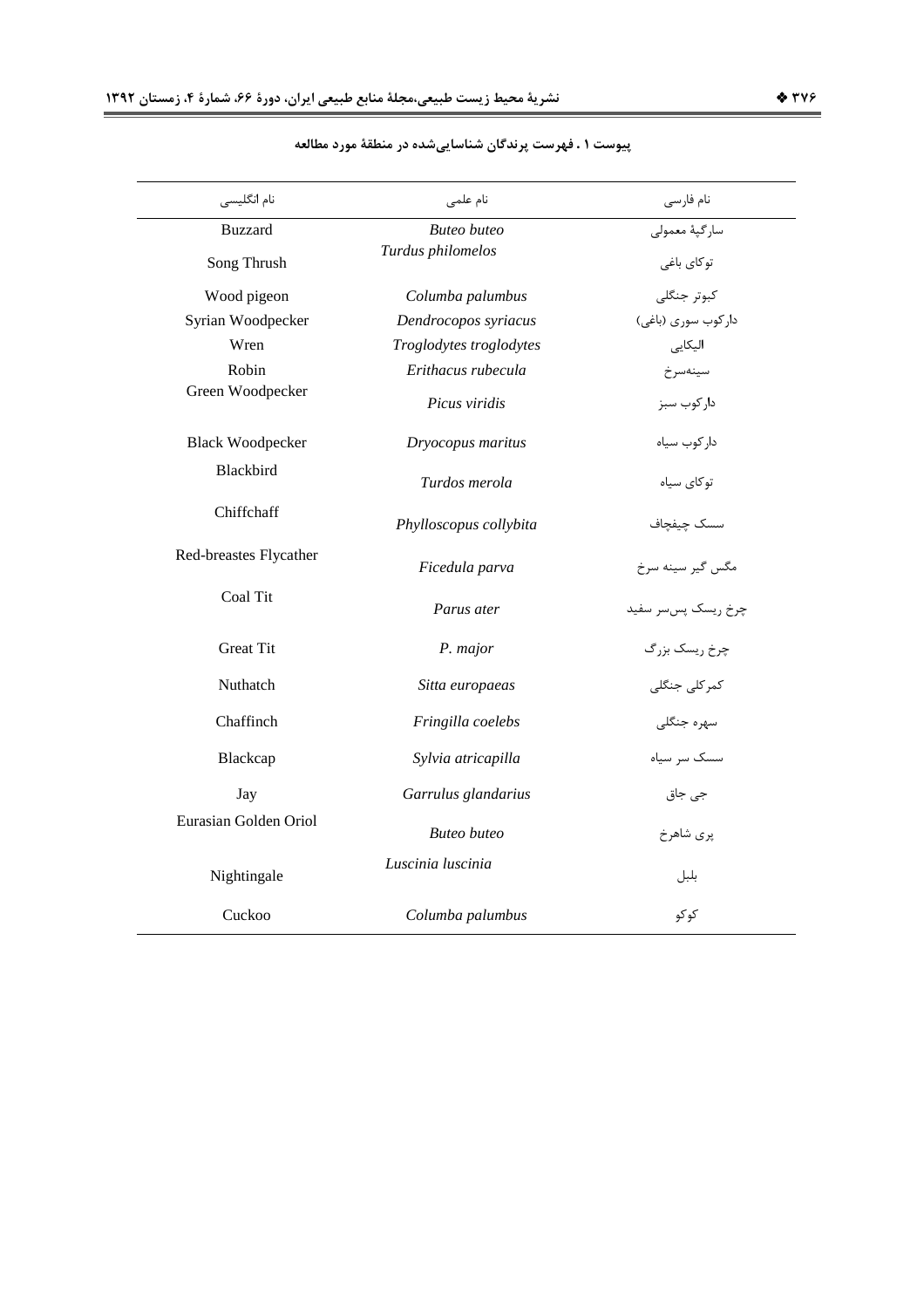**پیوست ۱ . فهرست پرندگان شناسایی‌شده در منطقهٔ مورد مطالعه**

| نام انگلیسی | نام علمی | نام فارسی |
|---|---|---|
| Buzzard | *Buteo buteo* | سارگپهٔ معمولی |
| Song Thrush | *Turdus philomelos* | توکای باغی |
| Wood pigeon | *Columba palumbus* | کبوتر جنگلی |
| Syrian Woodpecker | *Dendrocopos syriacus* | دارکوب سوری (باغی) |
| Wren | *Troglodytes troglodytes* | الیکایی |
| Robin | *Erithacus rubecula* | سینه‌سرخ |
| Green Woodpecker | *Picus viridis* | دارکوب سبز |
| Black Woodpecker | *Dryocopus maritus* | دارکوب سیاه |
| Blackbird | *Turdos merola* | توکای سیاه |
| Chiffchaff | *Phylloscopus collybita* | سسک چیفچاف |
| Red-breastes Flycather | *Ficedula parva* | مگس گیر سینه سرخ |
| Coal Tit | *Parus ater* | چرخ ریسک پس‌سر سفید |
| Great Tit | *P. major* | چرخ ریسک بزرگ |
| Nuthatch | *Sitta europaeas* | کمرکلی جنگلی |
| Chaffinch | *Fringilla coelebs* | سهره جنگلی |
| Blackcap | *Sylvia atricapilla* | سسک سر سیاه |
| Jay | *Garrulus glandarius* | جی جاق |
| Eurasian Golden Oriol | *Buteo buteo* | پری شاهرخ |
| Nightingale | *Luscinia luscinia* | بلبل |
| Cuckoo | *Columba palumbus* | کوکو |